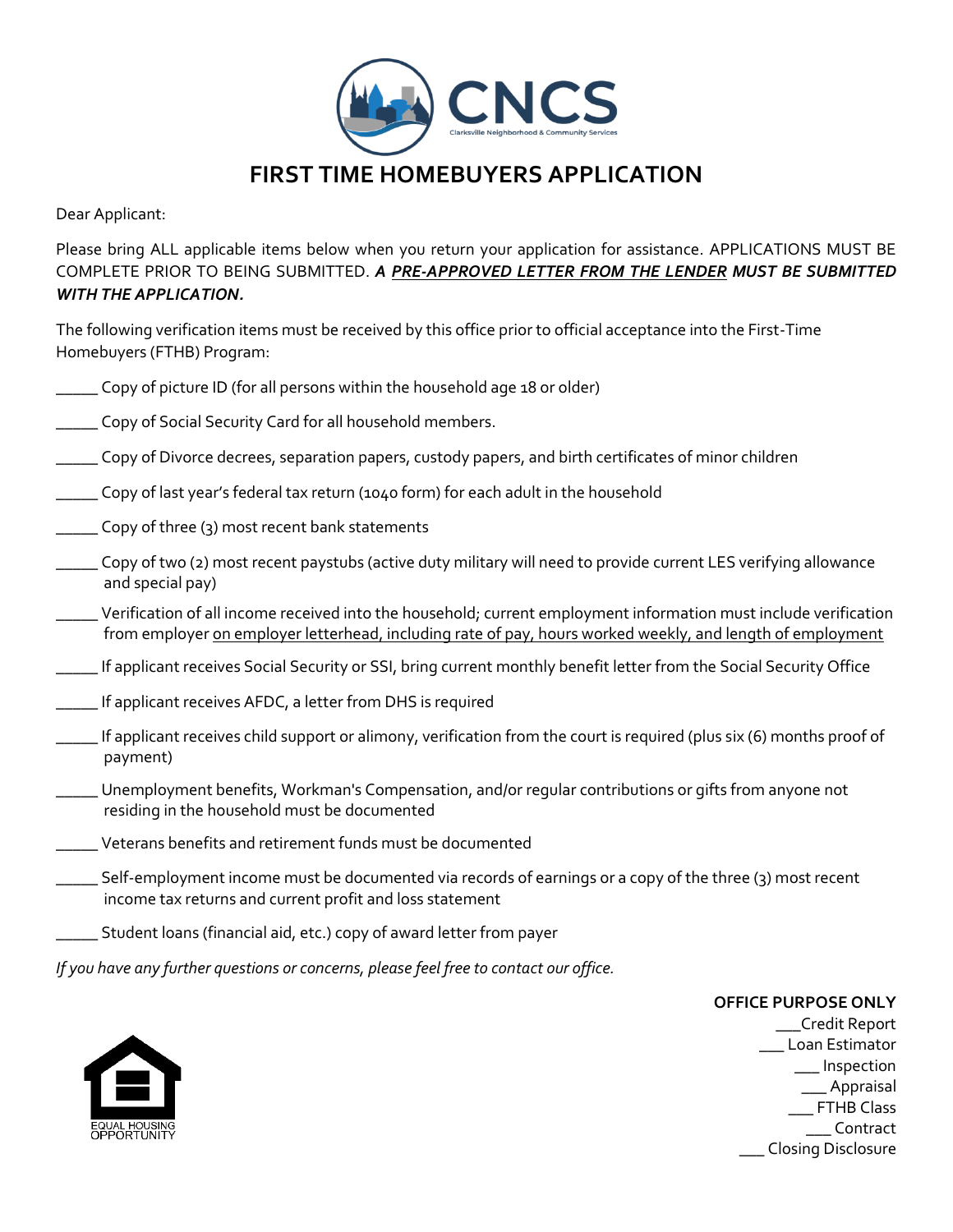CNCS

Clarksville Neighborhood & Community Services

# FIRST TIME HOMEBUYERS APPLICATION

Dear Applicant:

Please bring ALL applicable items below when you return your application for assistance. APPLICATIONS MUST BE COMPLETE PRIOR TO BEING SUBMITTED. ***A <u>PRE-APPROVED LETTER FROM THE LENDER</u> MUST BE SUBMITTED WITH THE APPLICATION.***

The following verification items must be received by this office prior to official acceptance into the First-Time Homebuyers (FTHB) Program:

_____ Copy of picture ID (for all persons within the household age 18 or older)

_____ Copy of Social Security Card for all household members.

_____ Copy of Divorce decrees, separation papers, custody papers, and birth certificates of minor children

_____ Copy of last year's federal tax return (1040 form) for each adult in the household

_____ Copy of three (3) most recent bank statements

_____ Copy of two (2) most recent paystubs (active duty military will need to provide current LES verifying allowance and special pay)

_____ Verification of all income received into the household; current employment information must include verification from employer <u>on employer letterhead, including rate of pay, hours worked weekly, and length of employment</u>

_____ If applicant receives Social Security or SSI, bring current monthly benefit letter from the Social Security Office

_____ If applicant receives AFDC, a letter from DHS is required

_____ If applicant receives child support or alimony, verification from the court is required (plus six (6) months proof of payment)

_____ Unemployment benefits, Workman's Compensation, and/or regular contributions or gifts from anyone not residing in the household must be documented

_____ Veterans benefits and retirement funds must be documented

_____ Self-employment income must be documented via records of earnings or a copy of the three (3) most recent income tax returns and current profit and loss statement

_____ Student loans (financial aid, etc.) copy of award letter from payer

*If you have any further questions or concerns, please feel free to contact our office.*

EQUAL HOUSING OPPORTUNITY

**OFFICE PURPOSE ONLY**

___Credit Report
___ Loan Estimator
___ Inspection
___ Appraisal
___ FTHB Class
___ Contract
___ Closing Disclosure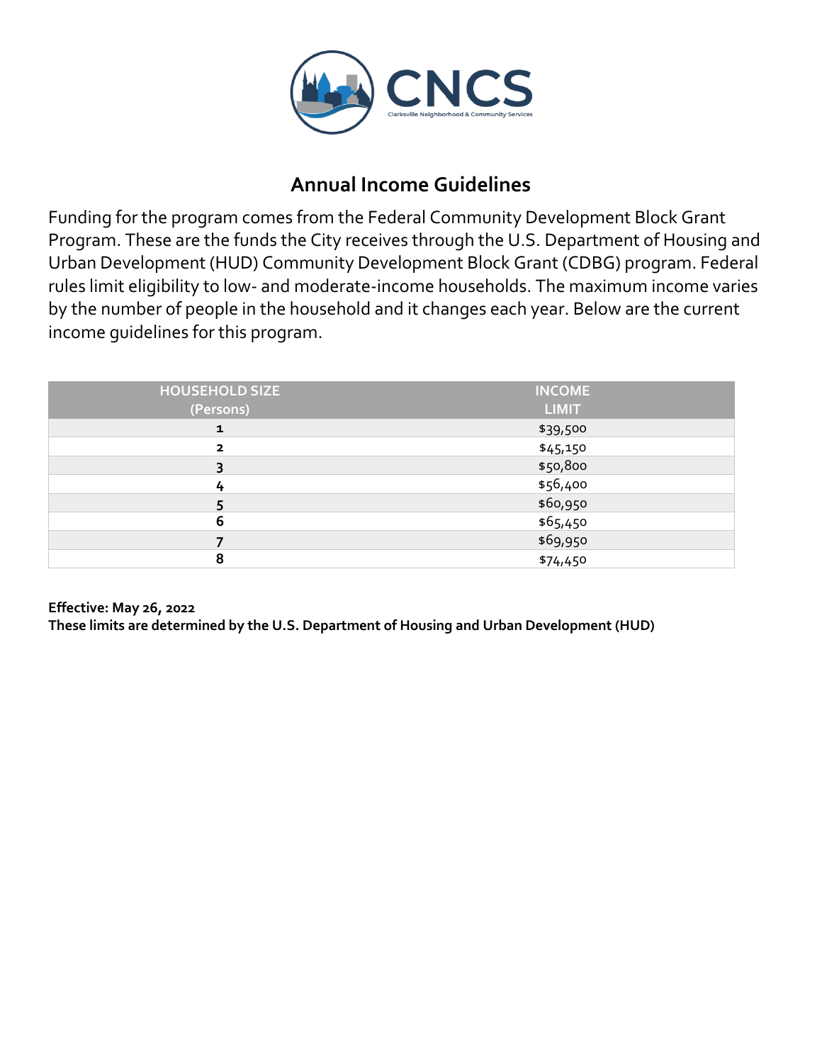CNCS

Clarksville Neighborhood & Community Services

## Annual Income Guidelines

Funding for the program comes from the Federal Community Development Block Grant Program. These are the funds the City receives through the U.S. Department of Housing and Urban Development (HUD) Community Development Block Grant (CDBG) program. Federal rules limit eligibility to low- and moderate-income households. The maximum income varies by the number of people in the household and it changes each year. Below are the current income guidelines for this program.

| HOUSEHOLD SIZE (Persons) | INCOME LIMIT |
|---|---|
| 1 | $39,500 |
| 2 | $45,150 |
| 3 | $50,800 |
| 4 | $56,400 |
| 5 | $60,950 |
| 6 | $65,450 |
| 7 | $69,950 |
| 8 | $74,450 |

**Effective: May 26, 2022**
**These limits are determined by the U.S. Department of Housing and Urban Development (HUD)**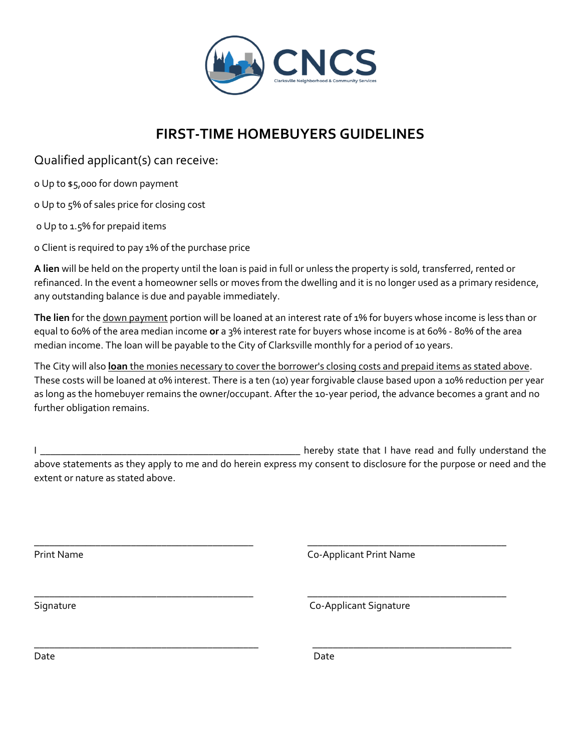# FIRST-TIME HOMEBUYERS GUIDELINES

Qualified applicant(s) can receive:

o Up to $5,000 for down payment

o Up to 5% of sales price for closing cost

o Up to 1.5% for prepaid items

o Client is required to pay 1% of the purchase price

**A lien** will be held on the property until the loan is paid in full or unless the property is sold, transferred, rented or refinanced. In the event a homeowner sells or moves from the dwelling and it is no longer used as a primary residence, any outstanding balance is due and payable immediately.

**The lien** for the down payment portion will be loaned at an interest rate of 1% for buyers whose income is less than or equal to 60% of the area median income **or** a 3% interest rate for buyers whose income is at 60% - 80% of the area median income. The loan will be payable to the City of Clarksville monthly for a period of 10 years.

The City will also **loan** the monies necessary to cover the borrower's closing costs and prepaid items as stated above. These costs will be loaned at 0% interest. There is a ten (10) year forgivable clause based upon a 10% reduction per year as long as the homebuyer remains the owner/occupant. After the 10-year period, the advance becomes a grant and no further obligation remains.

I ______________________________________________ hereby state that I have read and fully understand the above statements as they apply to me and do herein express my consent to disclosure for the purpose or need and the extent or nature as stated above.

| | |
|---|---|
| ______________________________ | ______________________________ |
| Print Name | Co-Applicant Print Name |
| ______________________________ | ______________________________ |
| Signature | Co-Applicant Signature |
| ______________________________ | ______________________________ |
| Date | Date |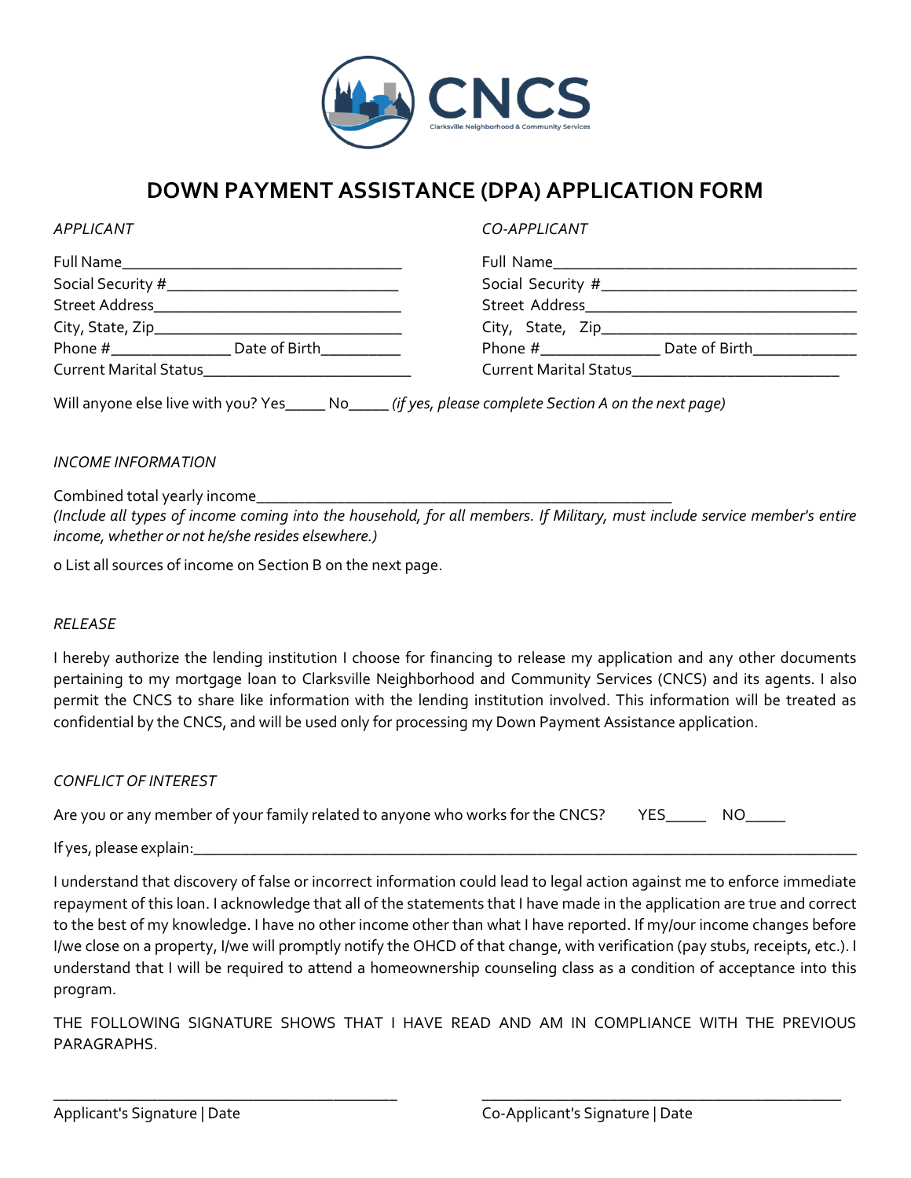# DOWN PAYMENT ASSISTANCE (DPA) APPLICATION FORM

*APPLICANT*

Full Name___________________________________

Social Security #____________________________

Street Address______________________________

City, State, Zip_____________________________

Phone #_______________ Date of Birth__________

Current Marital Status__________________________

*CO-APPLICANT*

Full Name______________________________________

Social Security #________________________________

Street Address__________________________________

City, State, Zip_________________________________

Phone #_______________ Date of Birth_____________

Current Marital Status__________________________

Will anyone else live with you? Yes_____ No_____ *(if yes, please complete Section A on the next page)*

*INCOME INFORMATION*

Combined total yearly income_____________________________________________________

*(Include all types of income coming into the household, for all members. If Military, must include service member's entire income, whether or not he/she resides elsewhere.)*

o List all sources of income on Section B on the next page.

*RELEASE*

I hereby authorize the lending institution I choose for financing to release my application and any other documents pertaining to my mortgage loan to Clarksville Neighborhood and Community Services (CNCS) and its agents. I also permit the CNCS to share like information with the lending institution involved. This information will be treated as confidential by the CNCS, and will be used only for processing my Down Payment Assistance application.

*CONFLICT OF INTEREST*

Are you or any member of your family related to anyone who works for the CNCS? YES_____ NO_____

If yes, please explain:_____________________________________________________________________________________

I understand that discovery of false or incorrect information could lead to legal action against me to enforce immediate repayment of this loan. I acknowledge that all of the statements that I have made in the application are true and correct to the best of my knowledge. I have no other income other than what I have reported. If my/our income changes before I/we close on a property, I/we will promptly notify the OHCD of that change, with verification (pay stubs, receipts, etc.). I understand that I will be required to attend a homeownership counseling class as a condition of acceptance into this program.

THE FOLLOWING SIGNATURE SHOWS THAT I HAVE READ AND AM IN COMPLIANCE WITH THE PREVIOUS PARAGRAPHS.

____________________________________________

Applicant's Signature | Date

______________________________________________

Co-Applicant's Signature | Date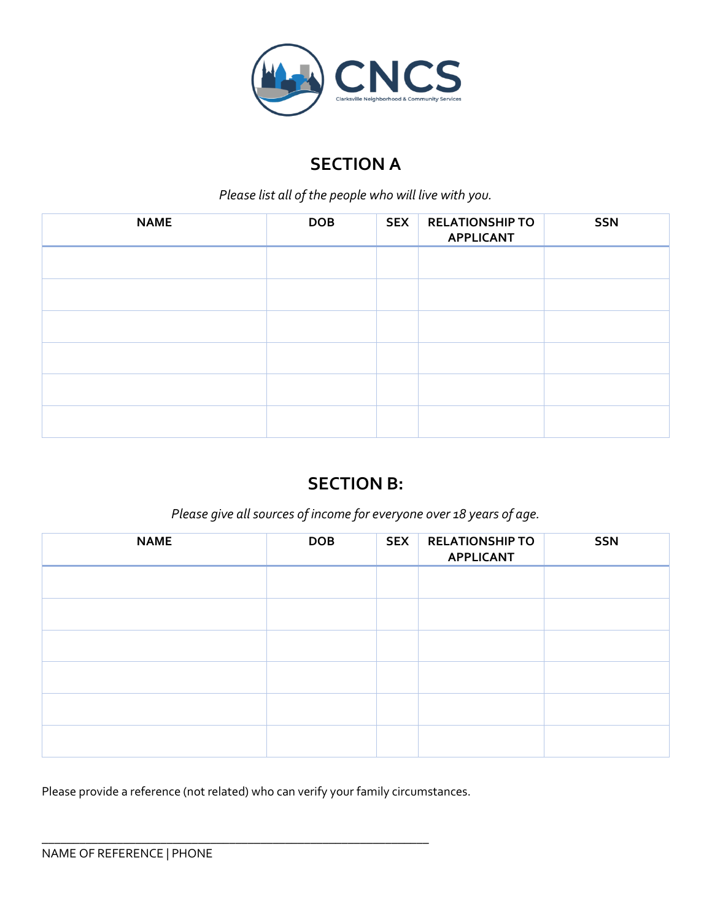CNCS

Clarksville Neighborhood & Community Services

## SECTION A

*Please list all of the people who will live with you.*

| NAME | DOB | SEX | RELATIONSHIP TO APPLICANT | SSN |
|---|---|---|---|---|
| | | | | |
| | | | | |
| | | | | |
| | | | | |
| | | | | |
| | | | | |

## SECTION B:

*Please give all sources of income for everyone over 18 years of age.*

| NAME | DOB | SEX | RELATIONSHIP TO APPLICANT | SSN |
|---|---|---|---|---|
| | | | | |
| | | | | |
| | | | | |
| | | | | |
| | | | | |
| | | | | |

Please provide a reference (not related) who can verify your family circumstances.

\_\_\_\_\_\_\_\_\_\_\_\_\_\_\_\_\_\_\_\_\_\_\_\_\_\_\_\_\_\_\_\_\_\_\_\_\_\_\_\_\_\_\_\_\_\_\_\_\_\_\_\_\_\_\_\_\_\_\_\_

NAME OF REFERENCE | PHONE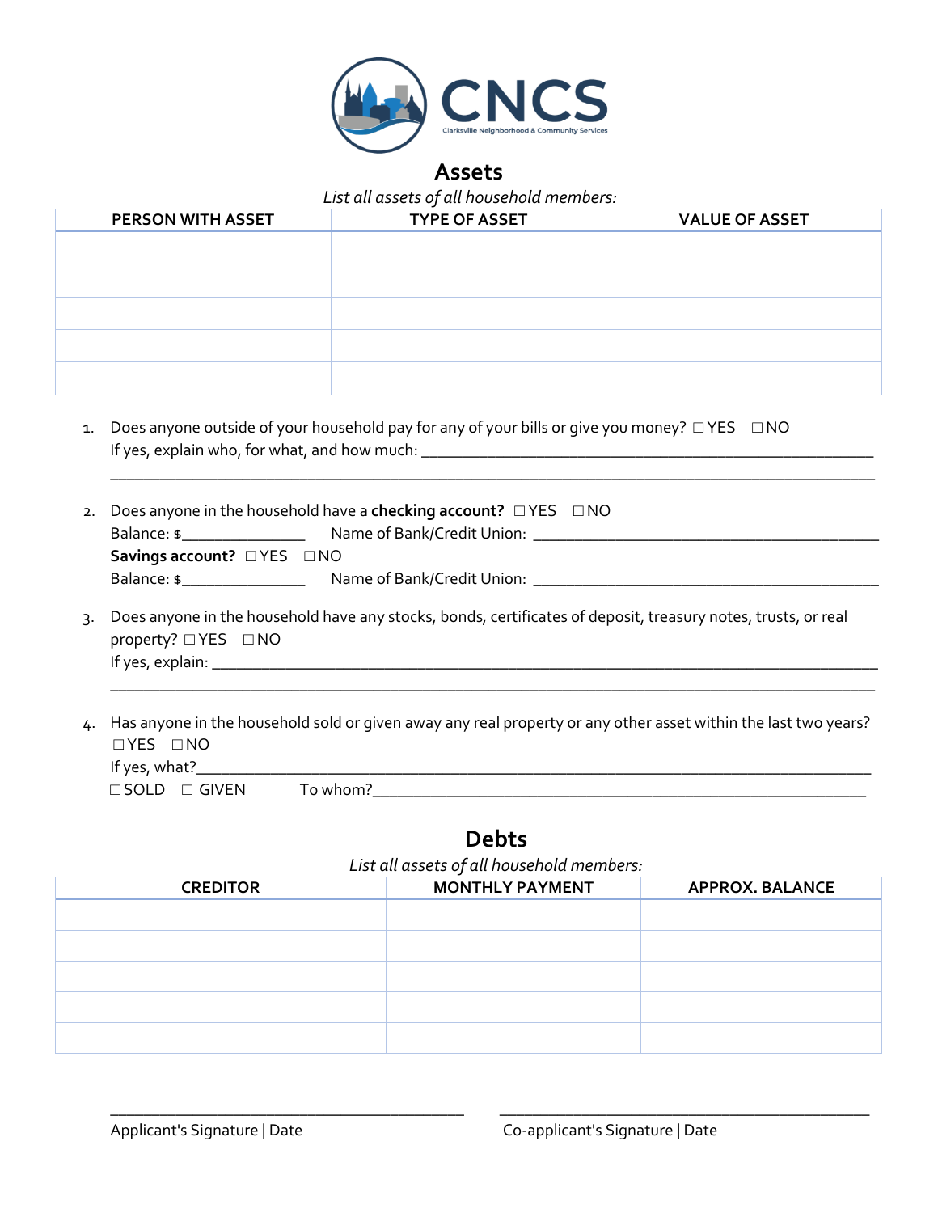CNCS

Clarksville Neighborhood & Community Services

## Assets

*List all assets of all household members:*

| PERSON WITH ASSET | TYPE OF ASSET | VALUE OF ASSET |
|---|---|---|
| | | |
| | | |
| | | |
| | | |
| | | |

1. Does anyone outside of your household pay for any of your bills or give you money? ☐ YES ☐ NO
   If yes, explain who, for what, and how much: ______________________________________________________
   ______________________________________________________________________________________

2. Does anyone in the household have a **checking account?** ☐ YES ☐ NO
   Balance: $______________ Name of Bank/Credit Union: ________________________________________
   **Savings account?** ☐ YES ☐ NO
   Balance: $______________ Name of Bank/Credit Union: ________________________________________

3. Does anyone in the household have any stocks, bonds, certificates of deposit, treasury notes, trusts, or real property? ☐ YES ☐ NO
   If yes, explain: ______________________________________________________________________________
   ______________________________________________________________________________________

4. Has anyone in the household sold or given away any real property or any other asset within the last two years?
   ☐ YES ☐ NO
   If yes, what?______________________________________________________________________________
   ☐ SOLD ☐ GIVEN To whom?_________________________________________________________

## Debts

*List all assets of all household members:*

| CREDITOR | MONTHLY PAYMENT | APPROX. BALANCE |
|---|---|---|
| | | |
| | | |
| | | |
| | | |
| | | |

__________________________________________ __________________________________________

Applicant's Signature | Date Co-applicant's Signature | Date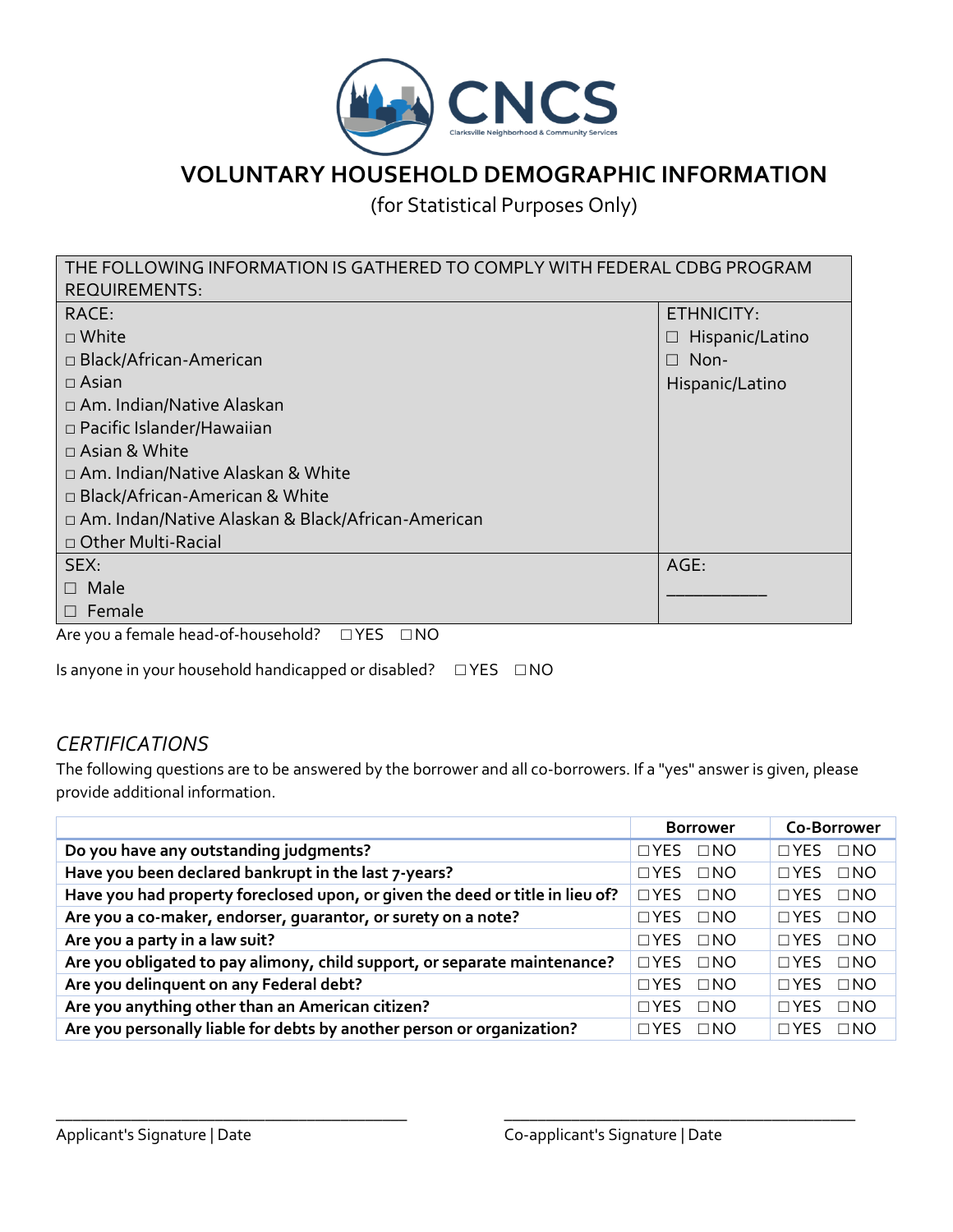# VOLUNTARY HOUSEHOLD DEMOGRAPHIC INFORMATION

(for Statistical Purposes Only)

| THE FOLLOWING INFORMATION IS GATHERED TO COMPLY WITH FEDERAL CDBG PROGRAM REQUIREMENTS: | |
|---|---|
| RACE:<br>☐ White<br>☐ Black/African-American<br>☐ Asian<br>☐ Am. Indian/Native Alaskan<br>☐ Pacific Islander/Hawaiian<br>☐ Asian & White<br>☐ Am. Indian/Native Alaskan & White<br>☐ Black/African-American & White<br>☐ Am. Indan/Native Alaskan & Black/African-American<br>☐ Other Multi-Racial | ETHNICITY:<br>☐ Hispanic/Latino<br>☐ Non-Hispanic/Latino |
| SEX:<br>☐ Male<br>☐ Female | AGE:<br>___________ |

Are you a female head-of-household? ☐YES ☐NO

Is anyone in your household handicapped or disabled? ☐YES ☐NO

## *CERTIFICATIONS*

The following questions are to be answered by the borrower and all co-borrowers. If a "yes" answer is given, please provide additional information.

| | Borrower | Co-Borrower |
|---|---|---|
| **Do you have any outstanding judgments?** | ☐YES ☐NO | ☐YES ☐NO |
| **Have you been declared bankrupt in the last 7-years?** | ☐YES ☐NO | ☐YES ☐NO |
| **Have you had property foreclosed upon, or given the deed or title in lieu of?** | ☐YES ☐NO | ☐YES ☐NO |
| **Are you a co-maker, endorser, guarantor, or surety on a note?** | ☐YES ☐NO | ☐YES ☐NO |
| **Are you a party in a law suit?** | ☐YES ☐NO | ☐YES ☐NO |
| **Are you obligated to pay alimony, child support, or separate maintenance?** | ☐YES ☐NO | ☐YES ☐NO |
| **Are you delinquent on any Federal debt?** | ☐YES ☐NO | ☐YES ☐NO |
| **Are you anything other than an American citizen?** | ☐YES ☐NO | ☐YES ☐NO |
| **Are you personally liable for debts by another person or organization?** | ☐YES ☐NO | ☐YES ☐NO |

_______________________________________ Applicant's Signature | Date

_______________________________________ Co-applicant's Signature | Date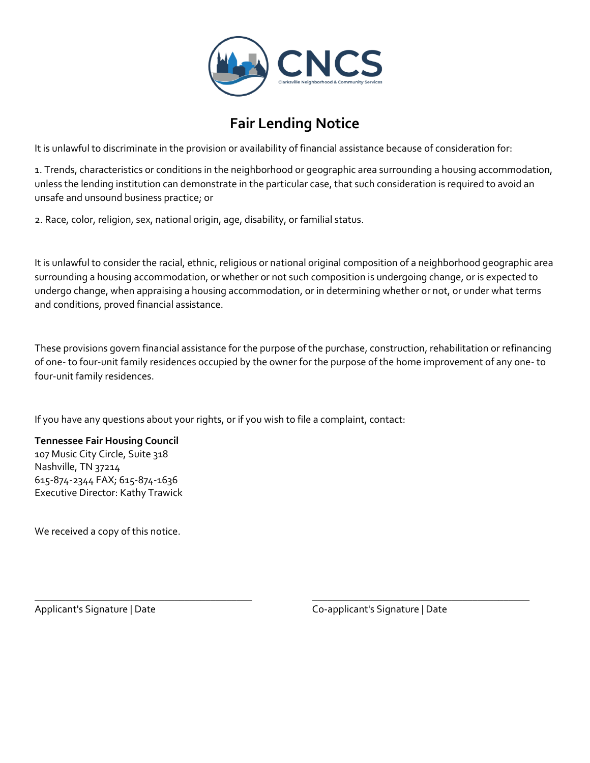CNCS

Clarksville Neighborhood & Community Services

# Fair Lending Notice

It is unlawful to discriminate in the provision or availability of financial assistance because of consideration for:

1. Trends, characteristics or conditions in the neighborhood or geographic area surrounding a housing accommodation, unless the lending institution can demonstrate in the particular case, that such consideration is required to avoid an unsafe and unsound business practice; or

2. Race, color, religion, sex, national origin, age, disability, or familial status.

It is unlawful to consider the racial, ethnic, religious or national original composition of a neighborhood geographic area surrounding a housing accommodation, or whether or not such composition is undergoing change, or is expected to undergo change, when appraising a housing accommodation, or in determining whether or not, or under what terms and conditions, proved financial assistance.

These provisions govern financial assistance for the purpose of the purchase, construction, rehabilitation or refinancing of one- to four-unit family residences occupied by the owner for the purpose of the home improvement of any one- to four-unit family residences.

If you have any questions about your rights, or if you wish to file a complaint, contact:

**Tennessee Fair Housing Council**
107 Music City Circle, Suite 318
Nashville, TN 37214
615-874-2344 FAX; 615-874-1636
Executive Director: Kathy Trawick

We received a copy of this notice.

\_\_\_\_\_\_\_\_\_\_\_\_\_\_\_\_\_\_\_\_\_\_\_\_\_\_\_\_\_\_\_\_\_\_\_\_\_\_\_\_
Applicant's Signature | Date

\_\_\_\_\_\_\_\_\_\_\_\_\_\_\_\_\_\_\_\_\_\_\_\_\_\_\_\_\_\_\_\_\_\_\_\_\_\_\_\_
Co-applicant's Signature | Date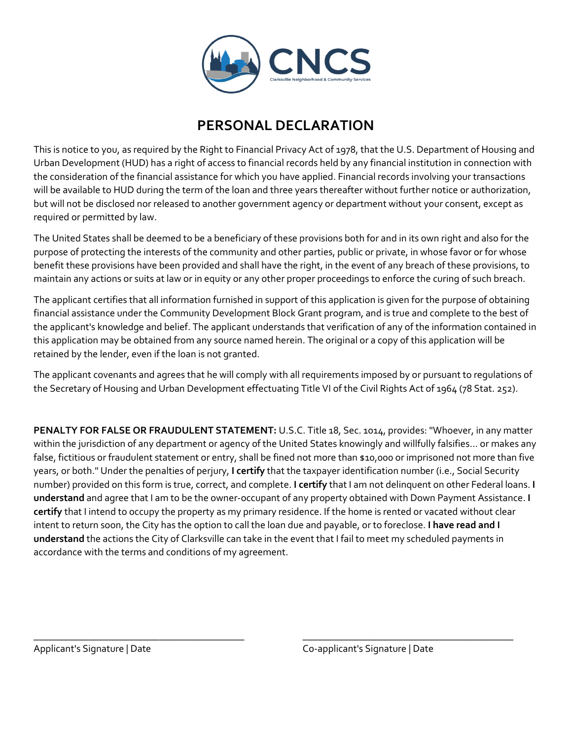# PERSONAL DECLARATION

This is notice to you, as required by the Right to Financial Privacy Act of 1978, that the U.S. Department of Housing and Urban Development (HUD) has a right of access to financial records held by any financial institution in connection with the consideration of the financial assistance for which you have applied. Financial records involving your transactions will be available to HUD during the term of the loan and three years thereafter without further notice or authorization, but will not be disclosed nor released to another government agency or department without your consent, except as required or permitted by law.

The United States shall be deemed to be a beneficiary of these provisions both for and in its own right and also for the purpose of protecting the interests of the community and other parties, public or private, in whose favor or for whose benefit these provisions have been provided and shall have the right, in the event of any breach of these provisions, to maintain any actions or suits at law or in equity or any other proper proceedings to enforce the curing of such breach.

The applicant certifies that all information furnished in support of this application is given for the purpose of obtaining financial assistance under the Community Development Block Grant program, and is true and complete to the best of the applicant's knowledge and belief. The applicant understands that verification of any of the information contained in this application may be obtained from any source named herein. The original or a copy of this application will be retained by the lender, even if the loan is not granted.

The applicant covenants and agrees that he will comply with all requirements imposed by or pursuant to regulations of the Secretary of Housing and Urban Development effectuating Title VI of the Civil Rights Act of 1964 (78 Stat. 252).

**PENALTY FOR FALSE OR FRAUDULENT STATEMENT:** U.S.C. Title 18, Sec. 1014, provides: "Whoever, in any matter within the jurisdiction of any department or agency of the United States knowingly and willfully falsifies... or makes any false, fictitious or fraudulent statement or entry, shall be fined not more than $10,000 or imprisoned not more than five years, or both." Under the penalties of perjury, **I certify** that the taxpayer identification number (i.e., Social Security number) provided on this form is true, correct, and complete. **I certify** that I am not delinquent on other Federal loans. **I understand** and agree that I am to be the owner-occupant of any property obtained with Down Payment Assistance. **I certify** that I intend to occupy the property as my primary residence. If the home is rented or vacated without clear intent to return soon, the City has the option to call the loan due and payable, or to foreclose. **I have read and I understand** the actions the City of Clarksville can take in the event that I fail to meet my scheduled payments in accordance with the terms and conditions of my agreement.

\_\_\_\_\_\_\_\_\_\_\_\_\_\_\_\_\_\_\_\_\_\_\_\_\_\_\_\_\_\_\_\_\_\_\_\_\_\_\_\_\_\_
Applicant's Signature | Date

\_\_\_\_\_\_\_\_\_\_\_\_\_\_\_\_\_\_\_\_\_\_\_\_\_\_\_\_\_\_\_\_\_\_\_\_\_\_\_\_\_\_
Co-applicant's Signature | Date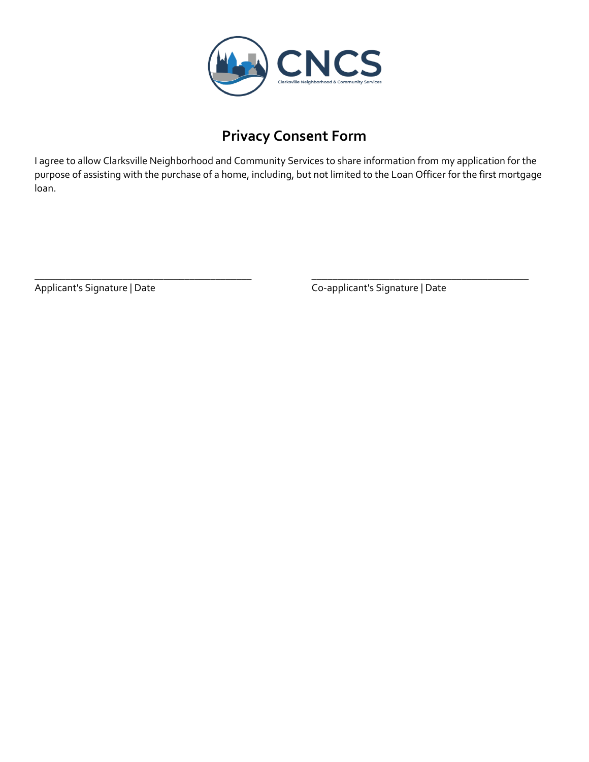CNCS

Clarksville Neighborhood & Community Services

# Privacy Consent Form

I agree to allow Clarksville Neighborhood and Community Services to share information from my application for the purpose of assisting with the purchase of a home, including, but not limited to the Loan Officer for the first mortgage loan.

\_\_\_\_\_\_\_\_\_\_\_\_\_\_\_\_\_\_\_\_\_\_\_\_\_\_\_\_\_\_\_\_\_\_\_\_\_\_\_\_\_\_\_\_\_\_
Applicant's Signature | Date

\_\_\_\_\_\_\_\_\_\_\_\_\_\_\_\_\_\_\_\_\_\_\_\_\_\_\_\_\_\_\_\_\_\_\_\_\_\_\_\_\_\_\_\_\_\_
Co-applicant's Signature | Date